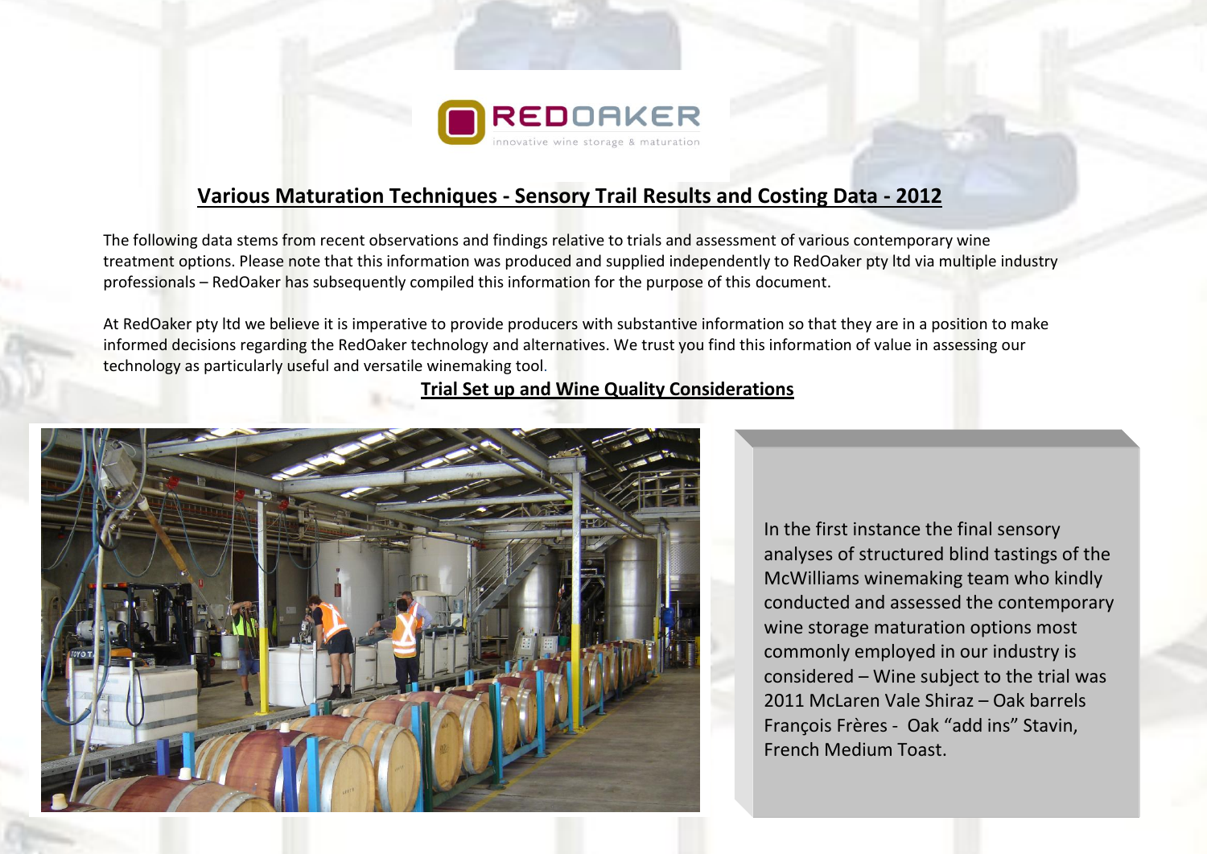# Various Maturation Techniques - Sensory Trail Results and Costing Data - 2012

The following data stems from recent observations and findings relative to trials and assessment of various contemporary wine treatment options. Please note that this information was produced and supplied independently to RedOaker pty ltd via multiple industry professionals – RedOaker has subsequently compiled this information for the purpose of this document.

At RedOaker pty ltd we believe it is imperative to provide producers with substantive information so that they are in a position to make informed decisions regarding the RedOaker technology and alternatives. We trust you find this information of value in assessing our technology as particularly useful and versatile winemaking tool.

## Trial Set up and Wine Quality Considerations

In the first instance the final sensory analyses of structured blind tastings of the McWilliams winemaking team who kindly conducted and assessed the contemporary wine storage maturation options most commonly employed in our industry is considered – Wine subject to the trial was 2011 McLaren Vale Shiraz – Oak barrels François Frères - Oak "add ins" Stavin, French Medium Toast.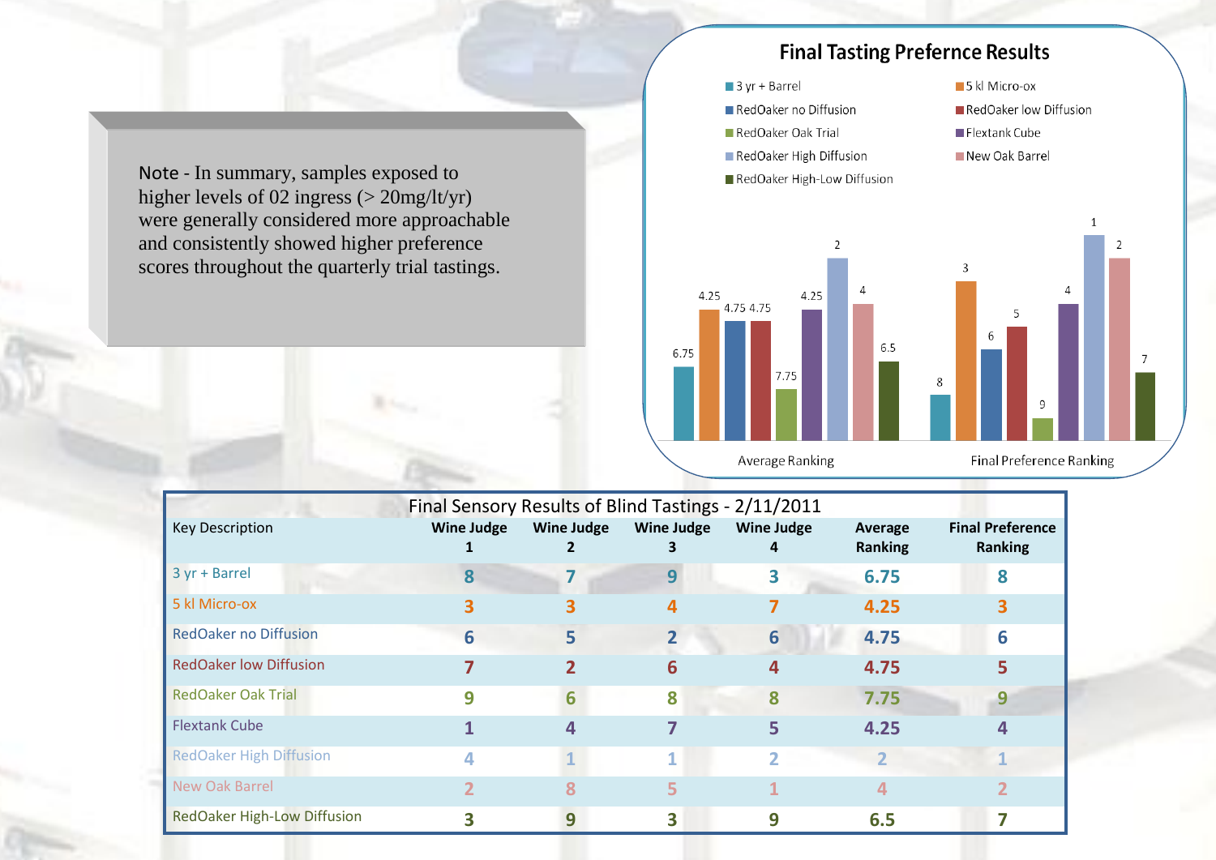Note - In summary, samples exposed to higher levels of 02 ingress (> 20mg/lt/yr) were generally considered more approachable and consistently showed higher preference scores throughout the quarterly trial tastings.

## Final Tasting Prefernce Results

| | Average Ranking | Final Preference Ranking |
|---|---|---|
| 3 yr + Barrel | 6.75 | 8 |
| 5 kl Micro-ox | 4.25 | 3 |
| RedOaker no Diffusion | 4.75 | 6 |
| RedOaker low Diffusion | 4.75 | 5 |
| RedOaker Oak Trial | 7.75 | 9 |
| Flextank Cube | 4.25 | 4 |
| RedOaker High Diffusion | 2 | 1 |
| New Oak Barrel | 4 | 2 |
| RedOaker High-Low Diffusion | 6.5 | 7 |

## Final Sensory Results of Blind Tastings - 2/11/2011

| Key Description | Wine Judge 1 | Wine Judge 2 | Wine Judge 3 | Wine Judge 4 | Average Ranking | Final Preference Ranking |
|---|---|---|---|---|---|---|
| 3 yr + Barrel | 8 | 7 | 9 | 3 | 6.75 | 8 |
| 5 kl Micro-ox | 3 | 3 | 4 | 7 | 4.25 | 3 |
| RedOaker no Diffusion | 6 | 5 | 2 | 6 | 4.75 | 6 |
| RedOaker low Diffusion | 7 | 2 | 6 | 4 | 4.75 | 5 |
| RedOaker Oak Trial | 9 | 6 | 8 | 8 | 7.75 | 9 |
| Flextank Cube | 1 | 4 | 7 | 5 | 4.25 | 4 |
| RedOaker High Diffusion | 4 | 1 | 1 | 2 | 2 | 1 |
| New Oak Barrel | 2 | 8 | 5 | 1 | 4 | 2 |
| RedOaker High-Low Diffusion | 3 | 9 | 3 | 9 | 6.5 | 7 |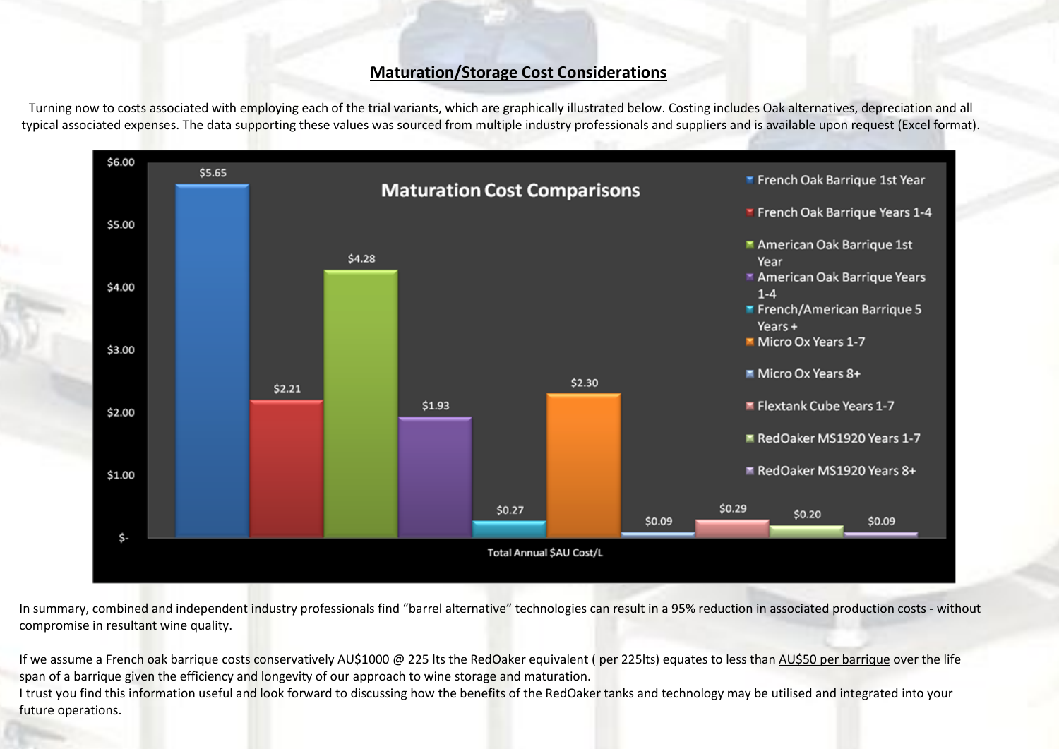## Maturation/Storage Cost Considerations

Turning now to costs associated with employing each of the trial variants, which are graphically illustrated below. Costing includes Oak alternatives, depreciation and all typical associated expenses. The data supporting these values was sourced from multiple industry professionals and suppliers and is available upon request (Excel format).

Maturation Cost Comparisons

$6.00
$5.00
$4.00
$3.00
$2.00
$1.00
$-

$5.65
$2.21
$4.28
$1.93
$0.27
$2.30
$0.09
$0.29
$0.20
$0.09

French Oak Barrique 1st Year
French Oak Barrique Years 1-4
American Oak Barrique 1st Year
American Oak Barrique Years 1-4
French/American Barrique 5 Years +
Micro Ox Years 1-7
Micro Ox Years 8+
Flextank Cube Years 1-7
RedOaker MS1920 Years 1-7
RedOaker MS1920 Years 8+

Total Annual $AU Cost/L

In summary, combined and independent industry professionals find "barrel alternative" technologies can result in a 95% reduction in associated production costs - without compromise in resultant wine quality.

If we assume a French oak barrique costs conservatively AU$1000 @ 225 lts the RedOaker equivalent ( per 225lts) equates to less than AU$50 per barrique over the life span of a barrique given the efficiency and longevity of our approach to wine storage and maturation.
I trust you find this information useful and look forward to discussing how the benefits of the RedOaker tanks and technology may be utilised and integrated into your future operations.